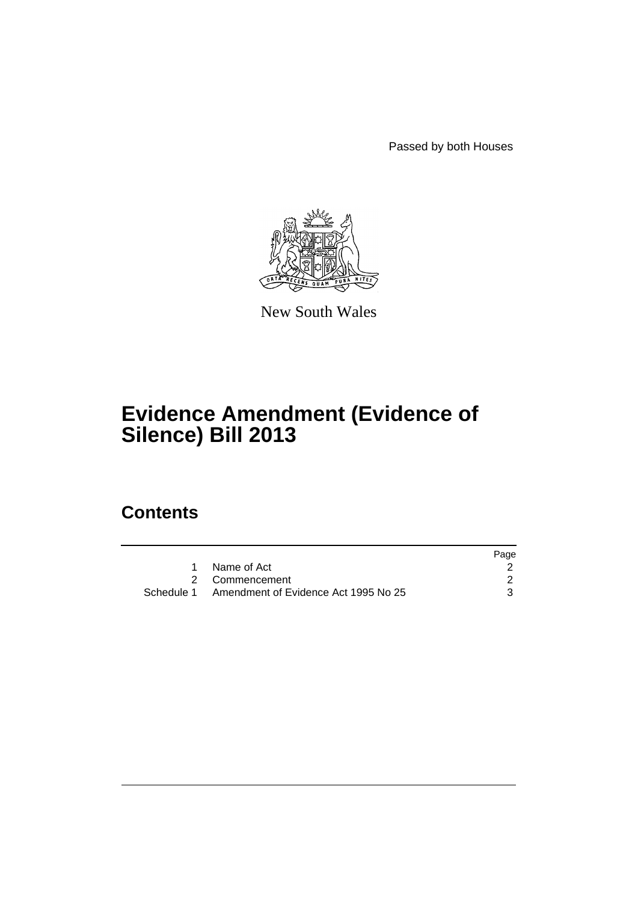Passed by both Houses

New South Wales

# Evidence Amendment (Evidence of Silence) Bill 2013

## Contents

| | | Page |
|---|---|---|
| 1 | Name of Act | 2 |
| 2 | Commencement | 2 |
| Schedule 1 | Amendment of Evidence Act 1995 No 25 | 3 |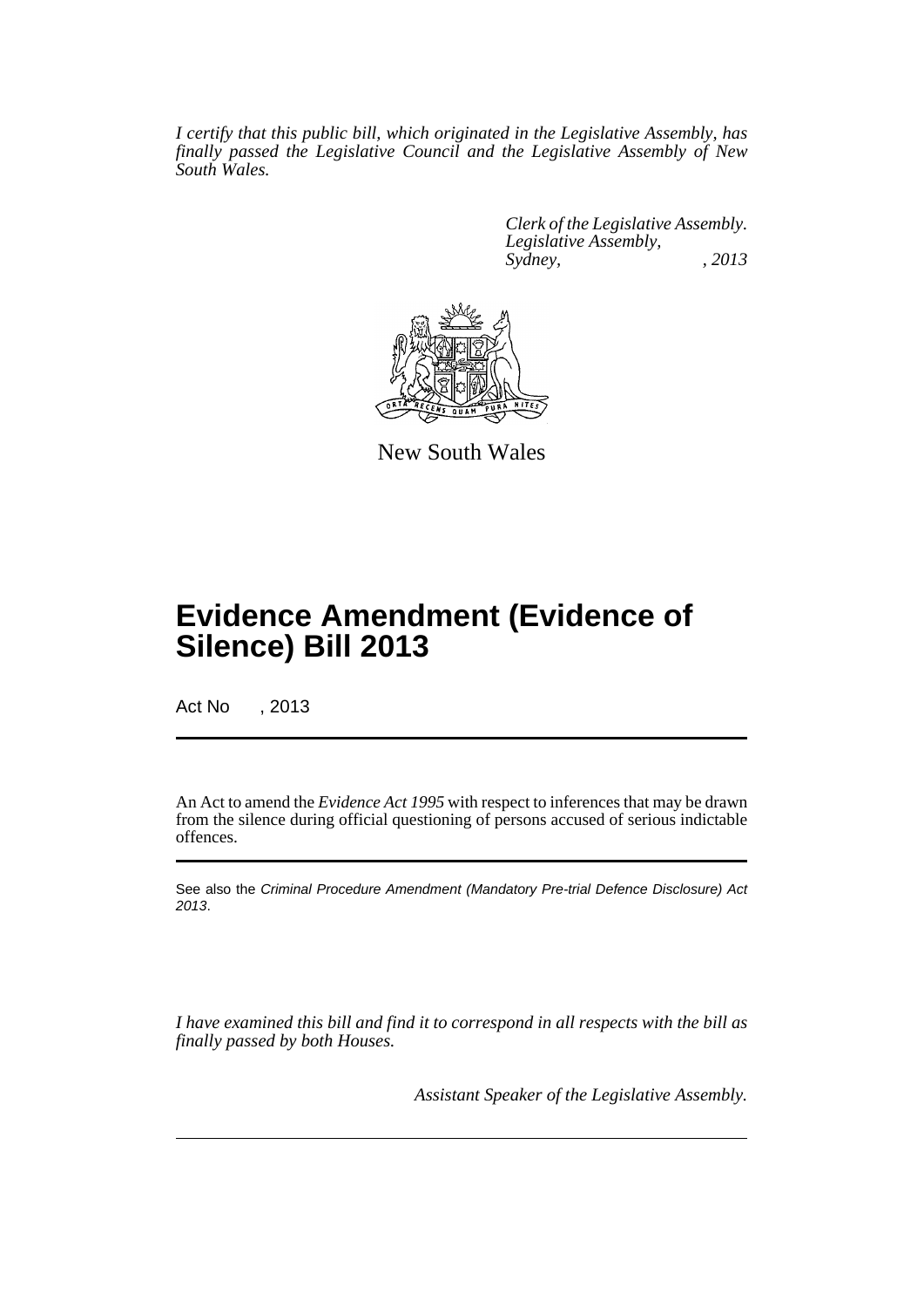*I certify that this public bill, which originated in the Legislative Assembly, has finally passed the Legislative Council and the Legislative Assembly of New South Wales.*

*Clerk of the Legislative Assembly.*
*Legislative Assembly,*
*Sydney, , 2013*

New South Wales

# Evidence Amendment (Evidence of Silence) Bill 2013

Act No , 2013

An Act to amend the *Evidence Act 1995* with respect to inferences that may be drawn from the silence during official questioning of persons accused of serious indictable offences.

See also the *Criminal Procedure Amendment (Mandatory Pre-trial Defence Disclosure) Act 2013*.

*I have examined this bill and find it to correspond in all respects with the bill as finally passed by both Houses.*

*Assistant Speaker of the Legislative Assembly.*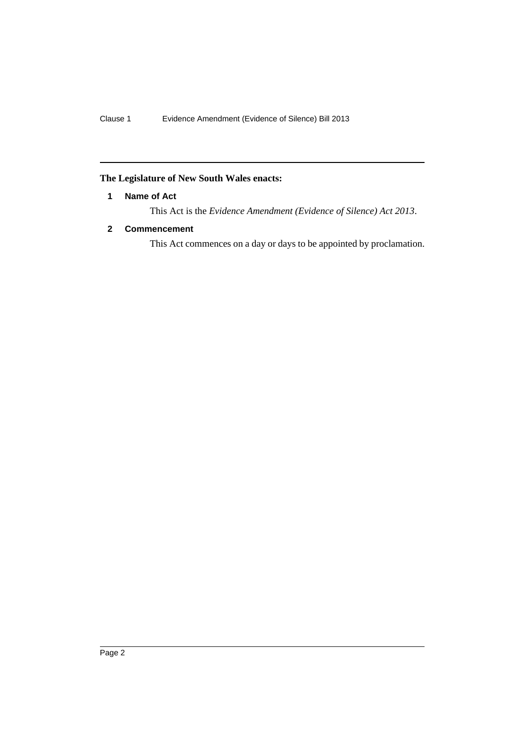**The Legislature of New South Wales enacts:**

### 1 Name of Act

This Act is the *Evidence Amendment (Evidence of Silence) Act 2013*.

### 2 Commencement

This Act commences on a day or days to be appointed by proclamation.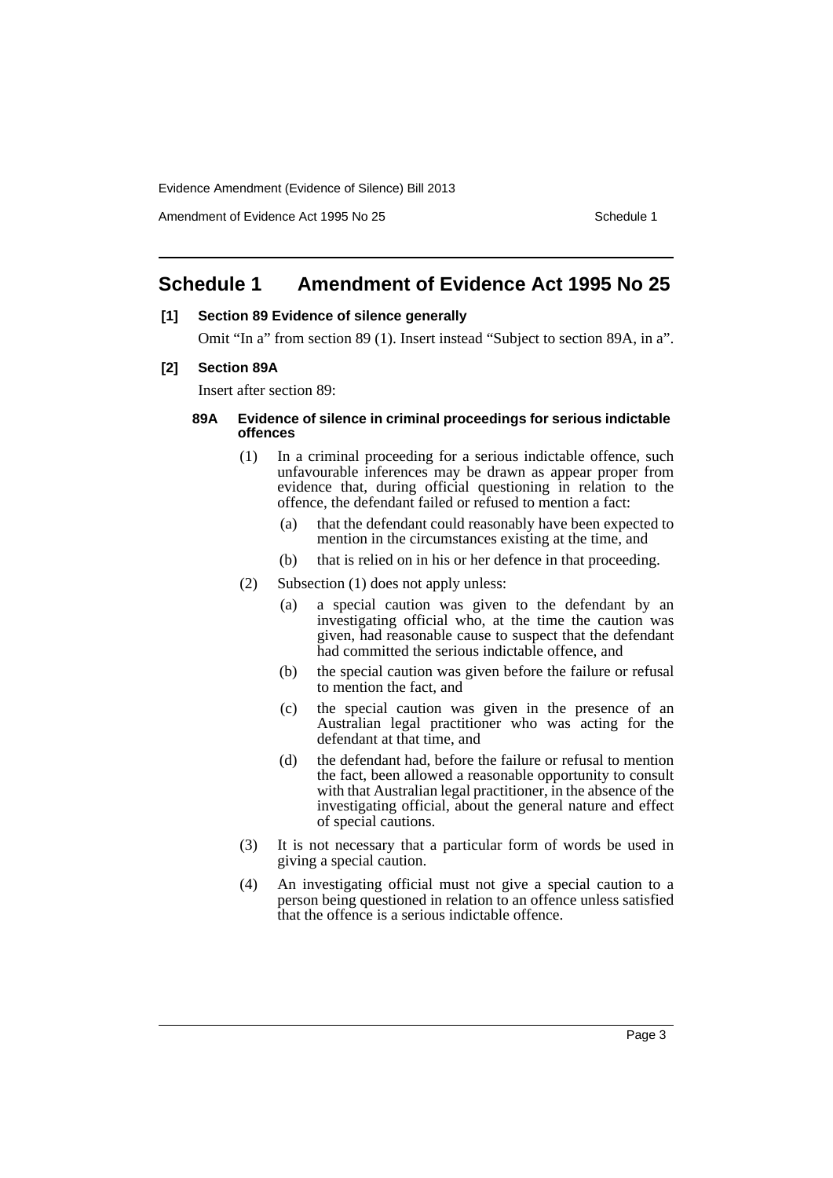# Schedule 1 Amendment of Evidence Act 1995 No 25

**[1] Section 89 Evidence of silence generally**

Omit "In a" from section 89 (1). Insert instead "Subject to section 89A, in a".

**[2] Section 89A**

Insert after section 89:

**89A Evidence of silence in criminal proceedings for serious indictable offences**

(1) In a criminal proceeding for a serious indictable offence, such unfavourable inferences may be drawn as appear proper from evidence that, during official questioning in relation to the offence, the defendant failed or refused to mention a fact:

- (a) that the defendant could reasonably have been expected to mention in the circumstances existing at the time, and
- (b) that is relied on in his or her defence in that proceeding.

(2) Subsection (1) does not apply unless:

- (a) a special caution was given to the defendant by an investigating official who, at the time the caution was given, had reasonable cause to suspect that the defendant had committed the serious indictable offence, and
- (b) the special caution was given before the failure or refusal to mention the fact, and
- (c) the special caution was given in the presence of an Australian legal practitioner who was acting for the defendant at that time, and
- (d) the defendant had, before the failure or refusal to mention the fact, been allowed a reasonable opportunity to consult with that Australian legal practitioner, in the absence of the investigating official, about the general nature and effect of special cautions.

(3) It is not necessary that a particular form of words be used in giving a special caution.

(4) An investigating official must not give a special caution to a person being questioned in relation to an offence unless satisfied that the offence is a serious indictable offence.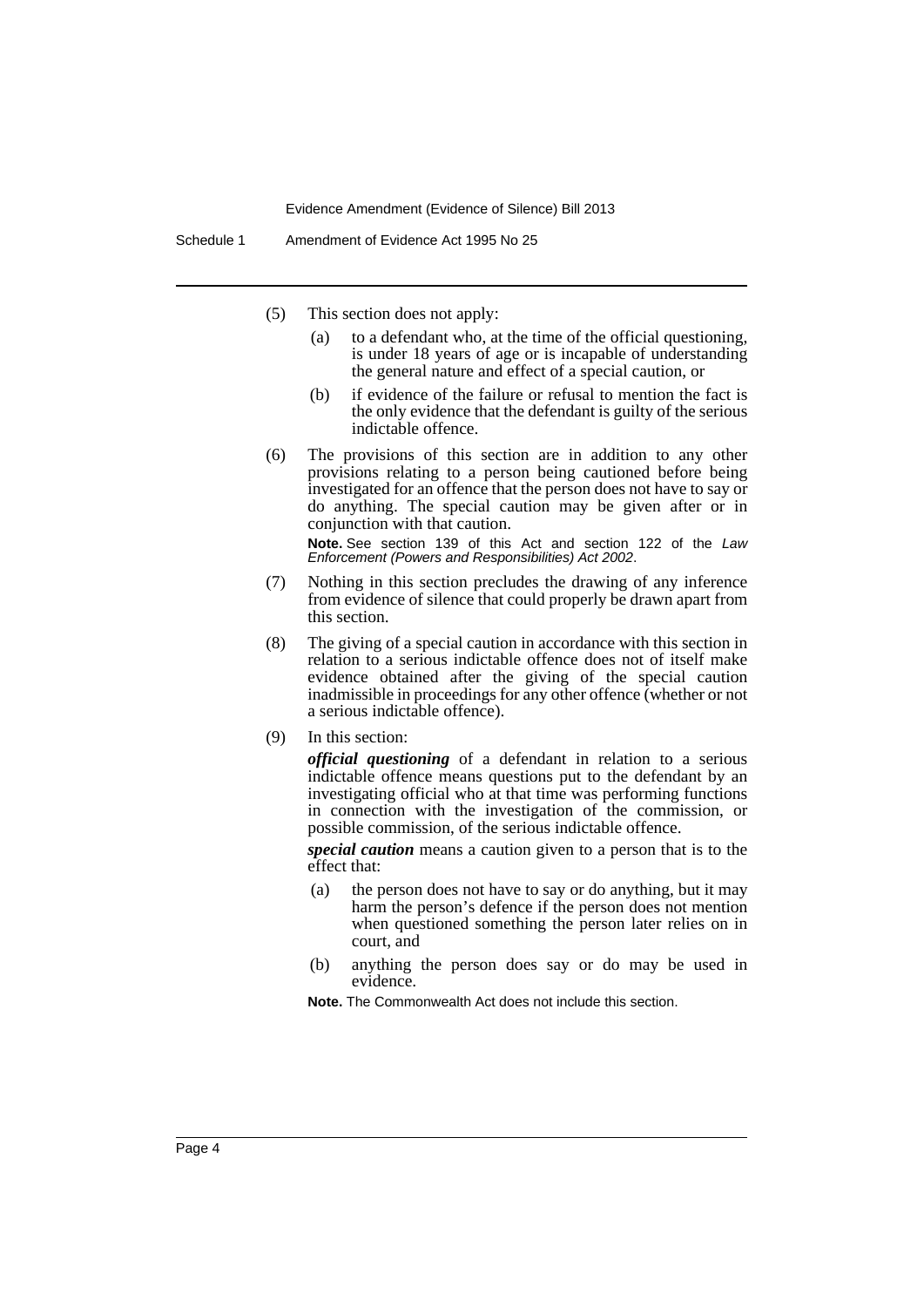(5) This section does not apply:

(a) to a defendant who, at the time of the official questioning, is under 18 years of age or is incapable of understanding the general nature and effect of a special caution, or

(b) if evidence of the failure or refusal to mention the fact is the only evidence that the defendant is guilty of the serious indictable offence.

(6) The provisions of this section are in addition to any other provisions relating to a person being cautioned before being investigated for an offence that the person does not have to say or do anything. The special caution may be given after or in conjunction with that caution.

**Note.** See section 139 of this Act and section 122 of the *Law Enforcement (Powers and Responsibilities) Act 2002*.

(7) Nothing in this section precludes the drawing of any inference from evidence of silence that could properly be drawn apart from this section.

(8) The giving of a special caution in accordance with this section in relation to a serious indictable offence does not of itself make evidence obtained after the giving of the special caution inadmissible in proceedings for any other offence (whether or not a serious indictable offence).

(9) In this section:

***official questioning*** of a defendant in relation to a serious indictable offence means questions put to the defendant by an investigating official who at that time was performing functions in connection with the investigation of the commission, or possible commission, of the serious indictable offence.

***special caution*** means a caution given to a person that is to the effect that:

(a) the person does not have to say or do anything, but it may harm the person's defence if the person does not mention when questioned something the person later relies on in court, and

(b) anything the person does say or do may be used in evidence.

**Note.** The Commonwealth Act does not include this section.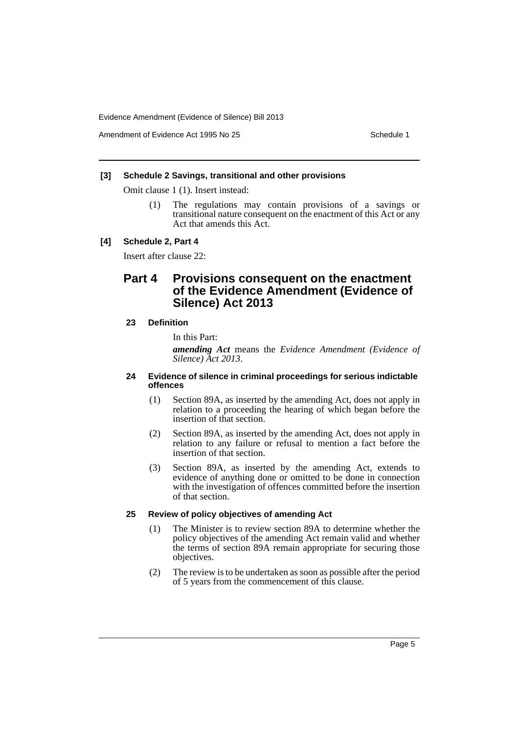**[3] Schedule 2 Savings, transitional and other provisions**

Omit clause 1 (1). Insert instead:

(1) The regulations may contain provisions of a savings or transitional nature consequent on the enactment of this Act or any Act that amends this Act.

**[4] Schedule 2, Part 4**

Insert after clause 22:

## Part 4 Provisions consequent on the enactment of the Evidence Amendment (Evidence of Silence) Act 2013

### 23 Definition

In this Part:

***amending Act*** means the *Evidence Amendment (Evidence of Silence) Act 2013*.

### 24 Evidence of silence in criminal proceedings for serious indictable offences

(1) Section 89A, as inserted by the amending Act, does not apply in relation to a proceeding the hearing of which began before the insertion of that section.

(2) Section 89A, as inserted by the amending Act, does not apply in relation to any failure or refusal to mention a fact before the insertion of that section.

(3) Section 89A, as inserted by the amending Act, extends to evidence of anything done or omitted to be done in connection with the investigation of offences committed before the insertion of that section.

### 25 Review of policy objectives of amending Act

(1) The Minister is to review section 89A to determine whether the policy objectives of the amending Act remain valid and whether the terms of section 89A remain appropriate for securing those objectives.

(2) The review is to be undertaken as soon as possible after the period of 5 years from the commencement of this clause.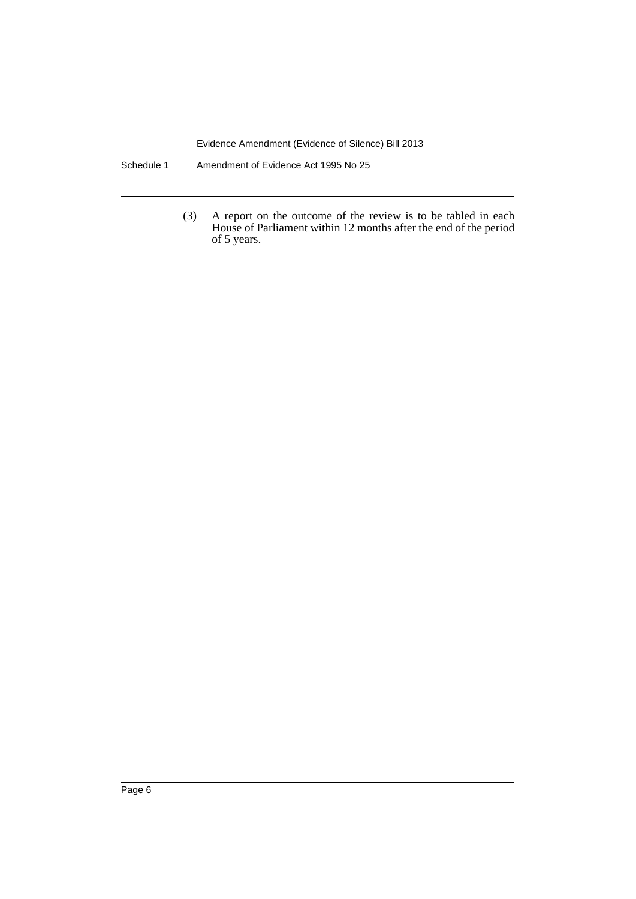(3) A report on the outcome of the review is to be tabled in each House of Parliament within 12 months after the end of the period of 5 years.